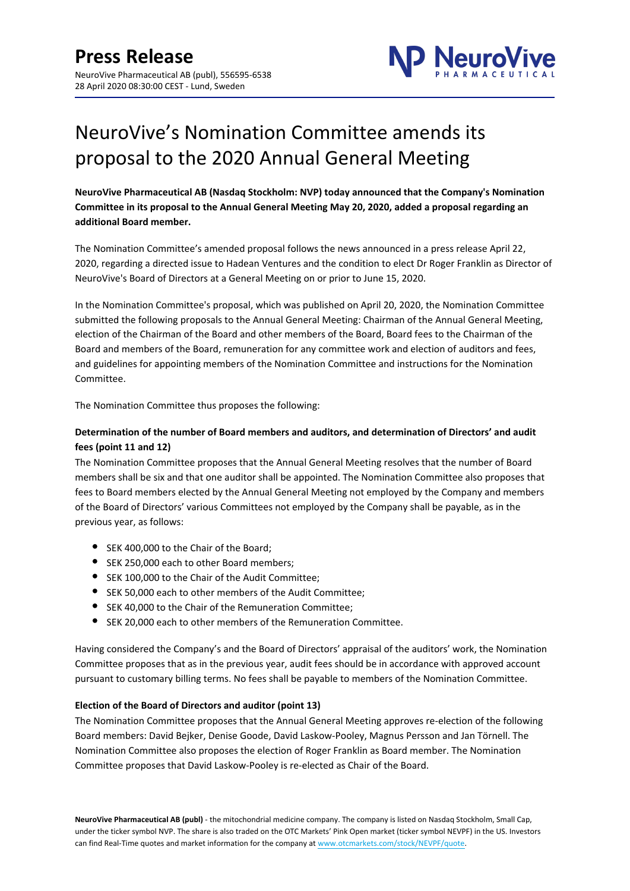# Press Release

NeuroVive Pharmaceutical AB (publ), 556595-6538
28 April 2020 08:30:00 CEST - Lund, Sweden

# NeuroVive's Nomination Committee amends its proposal to the 2020 Annual General Meeting

**NeuroVive Pharmaceutical AB (Nasdaq Stockholm: NVP) today announced that the Company's Nomination Committee in its proposal to the Annual General Meeting May 20, 2020, added a proposal regarding an additional Board member.**

The Nomination Committee's amended proposal follows the news announced in a press release April 22, 2020, regarding a directed issue to Hadean Ventures and the condition to elect Dr Roger Franklin as Director of NeuroVive's Board of Directors at a General Meeting on or prior to June 15, 2020.

In the Nomination Committee's proposal, which was published on April 20, 2020, the Nomination Committee submitted the following proposals to the Annual General Meeting: Chairman of the Annual General Meeting, election of the Chairman of the Board and other members of the Board, Board fees to the Chairman of the Board and members of the Board, remuneration for any committee work and election of auditors and fees, and guidelines for appointing members of the Nomination Committee and instructions for the Nomination Committee.

The Nomination Committee thus proposes the following:

### Determination of the number of Board members and auditors, and determination of Directors' and audit fees (point 11 and 12)

The Nomination Committee proposes that the Annual General Meeting resolves that the number of Board members shall be six and that one auditor shall be appointed. The Nomination Committee also proposes that fees to Board members elected by the Annual General Meeting not employed by the Company and members of the Board of Directors' various Committees not employed by the Company shall be payable, as in the previous year, as follows:

- SEK 400,000 to the Chair of the Board;
- SEK 250,000 each to other Board members;
- SEK 100,000 to the Chair of the Audit Committee;
- SEK 50,000 each to other members of the Audit Committee;
- SEK 40,000 to the Chair of the Remuneration Committee;
- SEK 20,000 each to other members of the Remuneration Committee.

Having considered the Company's and the Board of Directors' appraisal of the auditors' work, the Nomination Committee proposes that as in the previous year, audit fees should be in accordance with approved account pursuant to customary billing terms. No fees shall be payable to members of the Nomination Committee.

### Election of the Board of Directors and auditor (point 13)

The Nomination Committee proposes that the Annual General Meeting approves re-election of the following Board members: David Bejker, Denise Goode, David Laskow-Pooley, Magnus Persson and Jan Törnell. The Nomination Committee also proposes the election of Roger Franklin as Board member. The Nomination Committee proposes that David Laskow-Pooley is re-elected as Chair of the Board.

**NeuroVive Pharmaceutical AB (publ)** - the mitochondrial medicine company. The company is listed on Nasdaq Stockholm, Small Cap, under the ticker symbol NVP. The share is also traded on the OTC Markets' Pink Open market (ticker symbol NEVPF) in the US. Investors can find Real-Time quotes and market information for the company at www.otcmarkets.com/stock/NEVPF/quote.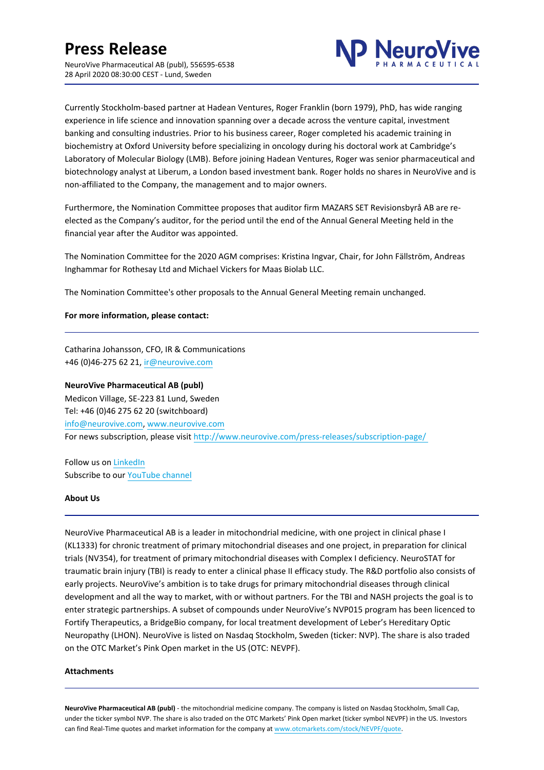Currently Stockholm-based partner at Hadean Ventures, Roger Franklin (born 1979), PhD, has wide ranging experience in life science and innovation spanning over a decade across the venture capital, investment banking and consulting industries. Prior to his business career, Roger completed his academic training in biochemistry at Oxford University before specializing in oncology during his doctoral work at Cambridge's Laboratory of Molecular Biology (LMB). Before joining Hadean Ventures, Roger was senior pharmaceutical and biotechnology analyst at Liberum, a London based investment bank. Roger holds no shares in NeuroVive and is non-affiliated to the Company, the management and to major owners.

Furthermore, the Nomination Committee proposes that auditor firm MAZARS SET Revisionsbyrå AB are re-elected as the Company's auditor, for the period until the end of the Annual General Meeting held in the financial year after the Auditor was appointed.

The Nomination Committee for the 2020 AGM comprises: Kristina Ingvar, Chair, for John Fällström, Andreas Inghammar for Rothesay Ltd and Michael Vickers for Maas Biolab LLC.

The Nomination Committee's other proposals to the Annual General Meeting remain unchanged.

**For more information, please contact:**

Catharina Johansson, CFO, IR & Communications
+46 (0)46-275 62 21, ir@neurovive.com

**NeuroVive Pharmaceutical AB (publ)**
Medicon Village, SE-223 81 Lund, Sweden
Tel: +46 (0)46 275 62 20 (switchboard)
info@neurovive.com, www.neurovive.com
For news subscription, please visit http://www.neurovive.com/press-releases/subscription-page/

Follow us on LinkedIn
Subscribe to our YouTube channel

**About Us**

NeuroVive Pharmaceutical AB is a leader in mitochondrial medicine, with one project in clinical phase I (KL1333) for chronic treatment of primary mitochondrial diseases and one project, in preparation for clinical trials (NV354), for treatment of primary mitochondrial diseases with Complex I deficiency. NeuroSTAT for traumatic brain injury (TBI) is ready to enter a clinical phase II efficacy study. The R&D portfolio also consists of early projects. NeuroVive's ambition is to take drugs for primary mitochondrial diseases through clinical development and all the way to market, with or without partners. For the TBI and NASH projects the goal is to enter strategic partnerships. A subset of compounds under NeuroVive's NVP015 program has been licenced to Fortify Therapeutics, a BridgeBio company, for local treatment development of Leber's Hereditary Optic Neuropathy (LHON). NeuroVive is listed on Nasdaq Stockholm, Sweden (ticker: NVP). The share is also traded on the OTC Market's Pink Open market in the US (OTC: NEVPF).

**Attachments**

**NeuroVive Pharmaceutical AB (publ)** - the mitochondrial medicine company. The company is listed on Nasdaq Stockholm, Small Cap, under the ticker symbol NVP. The share is also traded on the OTC Markets' Pink Open market (ticker symbol NEVPF) in the US. Investors can find Real-Time quotes and market information for the company at www.otcmarkets.com/stock/NEVPF/quote.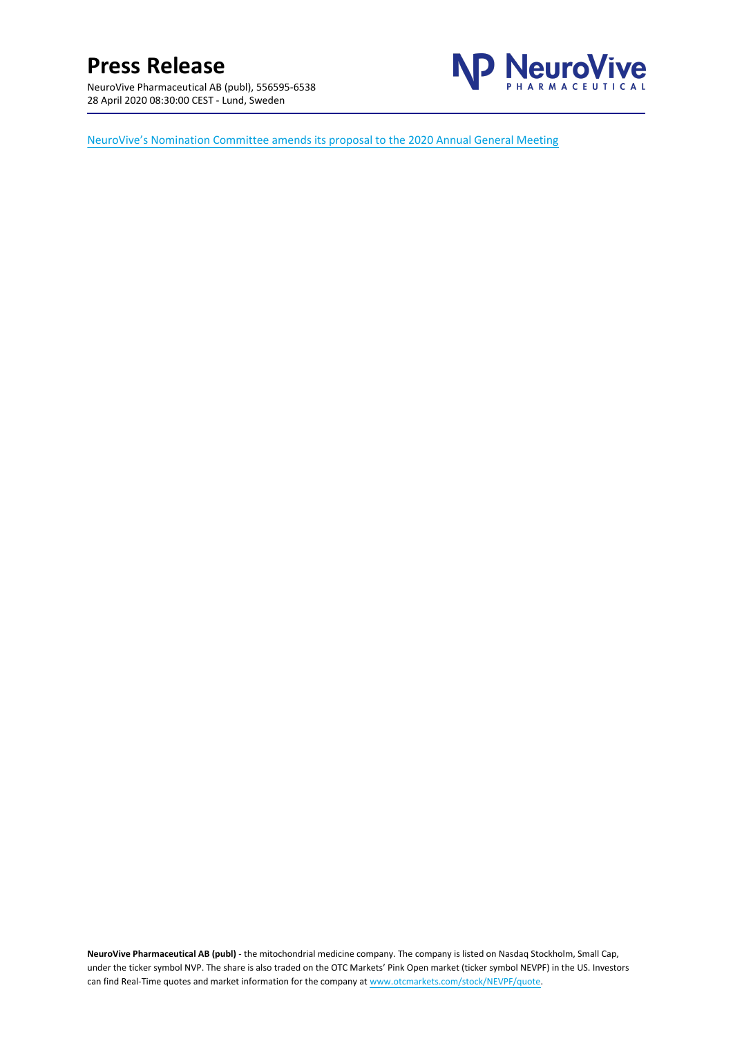NeuroVive's Nomination Committee amends its proposal to the 2020 Annual General Meeting

**NeuroVive Pharmaceutical AB (publ)** - the mitochondrial medicine company. The company is listed on Nasdaq Stockholm, Small Cap, under the ticker symbol NVP. The share is also traded on the OTC Markets' Pink Open market (ticker symbol NEVPF) in the US. Investors can find Real-Time quotes and market information for the company at www.otcmarkets.com/stock/NEVPF/quote.